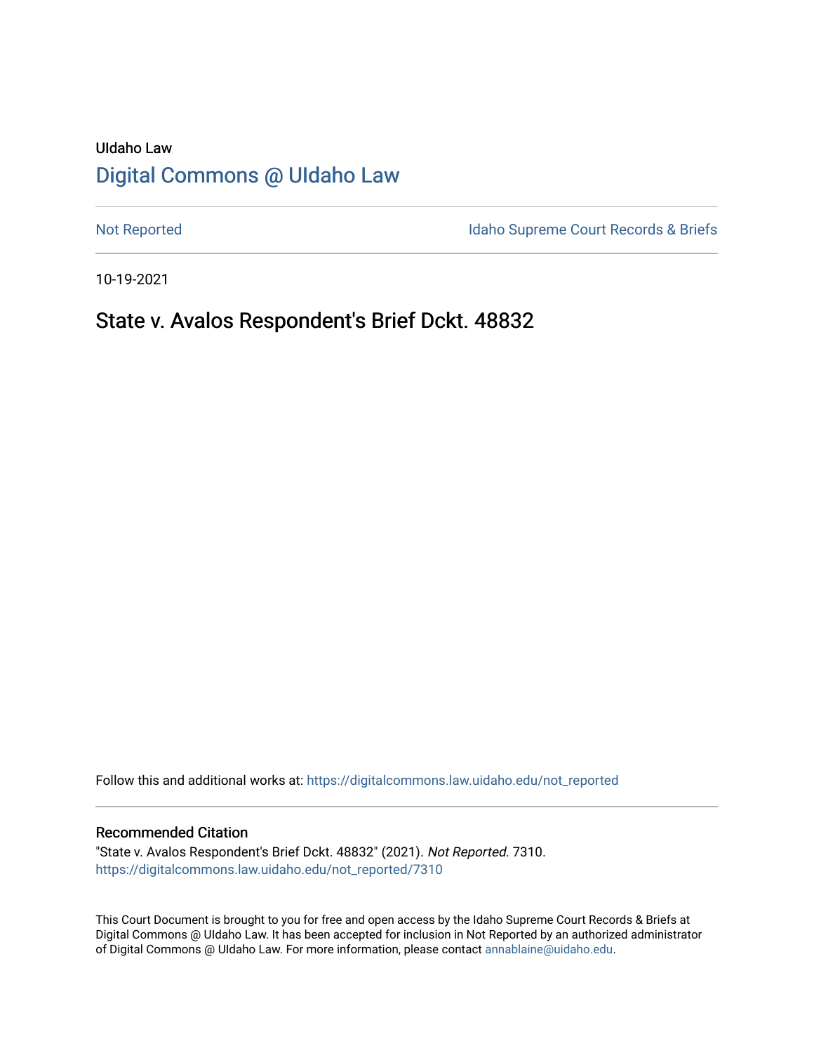UIdaho Law

# Digital Commons @ UIdaho Law

Not Reported

Idaho Supreme Court Records & Briefs

10-19-2021

## State v. Avalos Respondent's Brief Dckt. 48832

Follow this and additional works at: https://digitalcommons.law.uidaho.edu/not_reported

### Recommended Citation

"State v. Avalos Respondent's Brief Dckt. 48832" (2021). *Not Reported*. 7310.
https://digitalcommons.law.uidaho.edu/not_reported/7310

This Court Document is brought to you for free and open access by the Idaho Supreme Court Records & Briefs at Digital Commons @ UIdaho Law. It has been accepted for inclusion in Not Reported by an authorized administrator of Digital Commons @ UIdaho Law. For more information, please contact annablaine@uidaho.edu.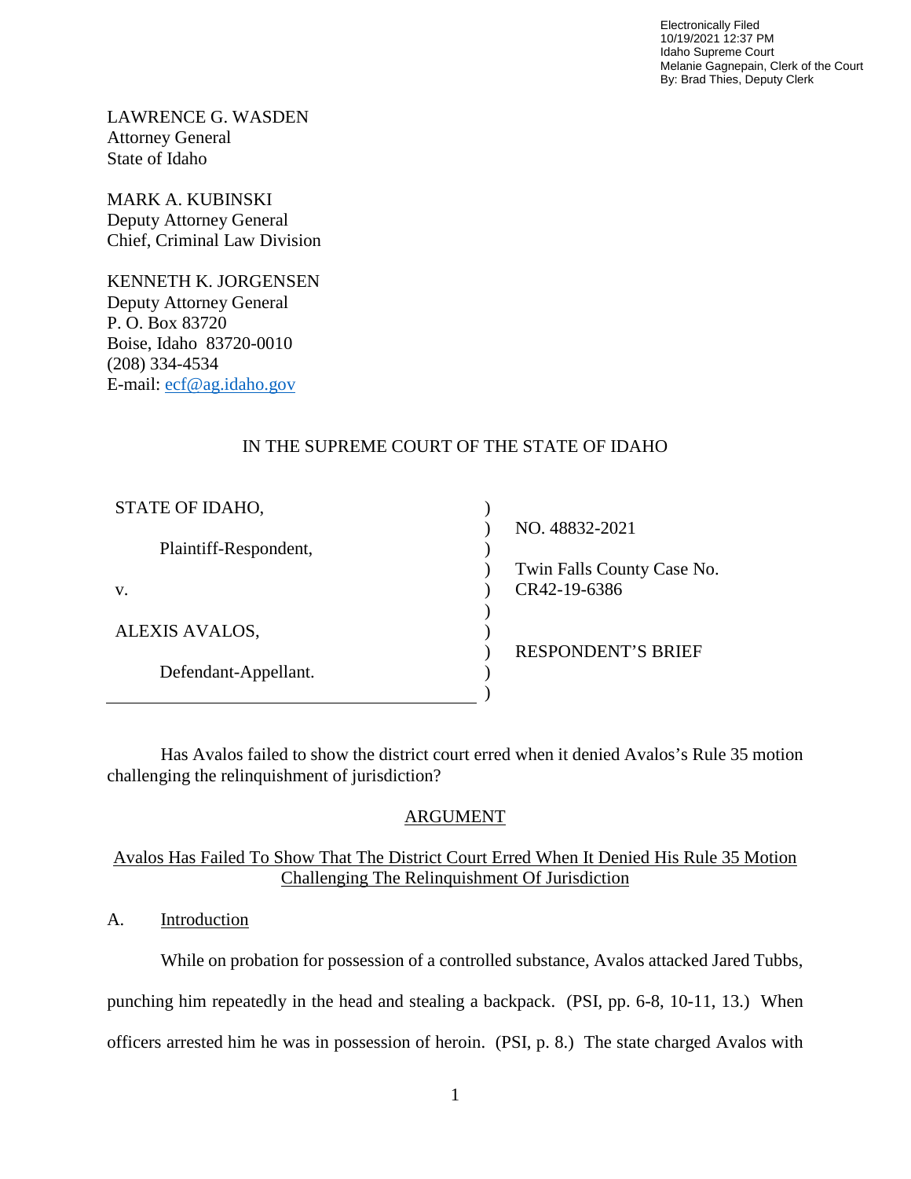Electronically Filed
10/19/2021 12:37 PM
Idaho Supreme Court
Melanie Gagnepain, Clerk of the Court
By: Brad Thies, Deputy Clerk

LAWRENCE G. WASDEN
Attorney General
State of Idaho

MARK A. KUBINSKI
Deputy Attorney General
Chief, Criminal Law Division

KENNETH K. JORGENSEN
Deputy Attorney General
P. O. Box 83720
Boise, Idaho 83720-0010
(208) 334-4534
E-mail: ecf@ag.idaho.gov

IN THE SUPREME COURT OF THE STATE OF IDAHO

| | |
|---|---|
| STATE OF IDAHO, | NO. 48832-2021 |
| Plaintiff-Respondent, | Twin Falls County Case No. CR42-19-6386 |
| v. | |
| ALEXIS AVALOS, | RESPONDENT'S BRIEF |
| Defendant-Appellant. | |

Has Avalos failed to show the district court erred when it denied Avalos's Rule 35 motion challenging the relinquishment of jurisdiction?

## ARGUMENT

### Avalos Has Failed To Show That The District Court Erred When It Denied His Rule 35 Motion Challenging The Relinquishment Of Jurisdiction

A. Introduction

While on probation for possession of a controlled substance, Avalos attacked Jared Tubbs, punching him repeatedly in the head and stealing a backpack. (PSI, pp. 6-8, 10-11, 13.) When officers arrested him he was in possession of heroin. (PSI, p. 8.) The state charged Avalos with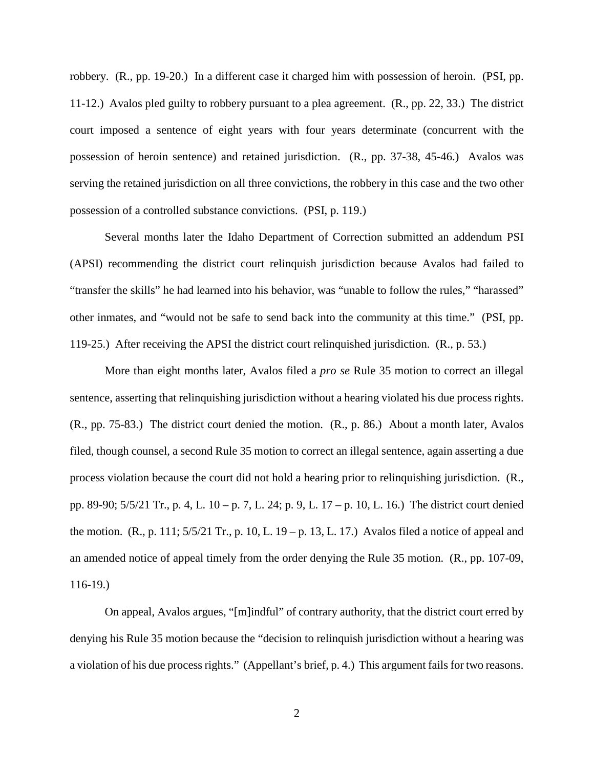robbery. (R., pp. 19-20.) In a different case it charged him with possession of heroin. (PSI, pp. 11-12.) Avalos pled guilty to robbery pursuant to a plea agreement. (R., pp. 22, 33.) The district court imposed a sentence of eight years with four years determinate (concurrent with the possession of heroin sentence) and retained jurisdiction. (R., pp. 37-38, 45-46.) Avalos was serving the retained jurisdiction on all three convictions, the robbery in this case and the two other possession of a controlled substance convictions. (PSI, p. 119.)

Several months later the Idaho Department of Correction submitted an addendum PSI (APSI) recommending the district court relinquish jurisdiction because Avalos had failed to "transfer the skills" he had learned into his behavior, was "unable to follow the rules," "harassed" other inmates, and "would not be safe to send back into the community at this time." (PSI, pp. 119-25.) After receiving the APSI the district court relinquished jurisdiction. (R., p. 53.)

More than eight months later, Avalos filed a *pro se* Rule 35 motion to correct an illegal sentence, asserting that relinquishing jurisdiction without a hearing violated his due process rights. (R., pp. 75-83.) The district court denied the motion. (R., p. 86.) About a month later, Avalos filed, though counsel, a second Rule 35 motion to correct an illegal sentence, again asserting a due process violation because the court did not hold a hearing prior to relinquishing jurisdiction. (R., pp. 89-90; 5/5/21 Tr., p. 4, L. 10 – p. 7, L. 24; p. 9, L. 17 – p. 10, L. 16.) The district court denied the motion. (R., p. 111; 5/5/21 Tr., p. 10, L. 19 – p. 13, L. 17.) Avalos filed a notice of appeal and an amended notice of appeal timely from the order denying the Rule 35 motion. (R., pp. 107-09, 116-19.)

On appeal, Avalos argues, "[m]indful" of contrary authority, that the district court erred by denying his Rule 35 motion because the "decision to relinquish jurisdiction without a hearing was a violation of his due process rights." (Appellant's brief, p. 4.) This argument fails for two reasons.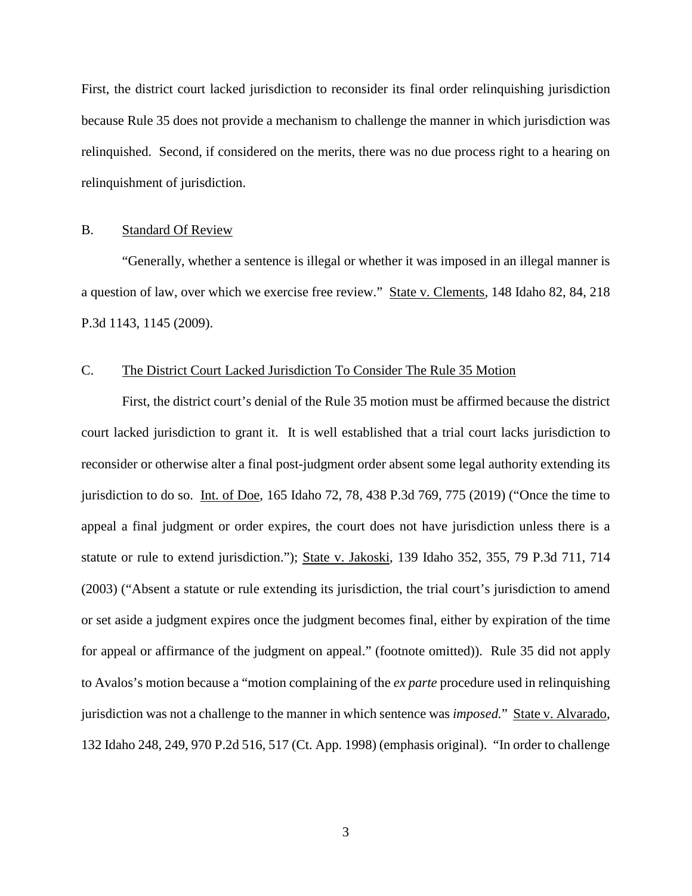First, the district court lacked jurisdiction to reconsider its final order relinquishing jurisdiction because Rule 35 does not provide a mechanism to challenge the manner in which jurisdiction was relinquished. Second, if considered on the merits, there was no due process right to a hearing on relinquishment of jurisdiction.

### B. Standard Of Review

"Generally, whether a sentence is illegal or whether it was imposed in an illegal manner is a question of law, over which we exercise free review." State v. Clements, 148 Idaho 82, 84, 218 P.3d 1143, 1145 (2009).

### C. The District Court Lacked Jurisdiction To Consider The Rule 35 Motion

First, the district court's denial of the Rule 35 motion must be affirmed because the district court lacked jurisdiction to grant it. It is well established that a trial court lacks jurisdiction to reconsider or otherwise alter a final post-judgment order absent some legal authority extending its jurisdiction to do so. Int. of Doe, 165 Idaho 72, 78, 438 P.3d 769, 775 (2019) ("Once the time to appeal a final judgment or order expires, the court does not have jurisdiction unless there is a statute or rule to extend jurisdiction."); State v. Jakoski, 139 Idaho 352, 355, 79 P.3d 711, 714 (2003) ("Absent a statute or rule extending its jurisdiction, the trial court's jurisdiction to amend or set aside a judgment expires once the judgment becomes final, either by expiration of the time for appeal or affirmance of the judgment on appeal." (footnote omitted)). Rule 35 did not apply to Avalos's motion because a "motion complaining of the *ex parte* procedure used in relinquishing jurisdiction was not a challenge to the manner in which sentence was *imposed.*" State v. Alvarado, 132 Idaho 248, 249, 970 P.2d 516, 517 (Ct. App. 1998) (emphasis original). "In order to challenge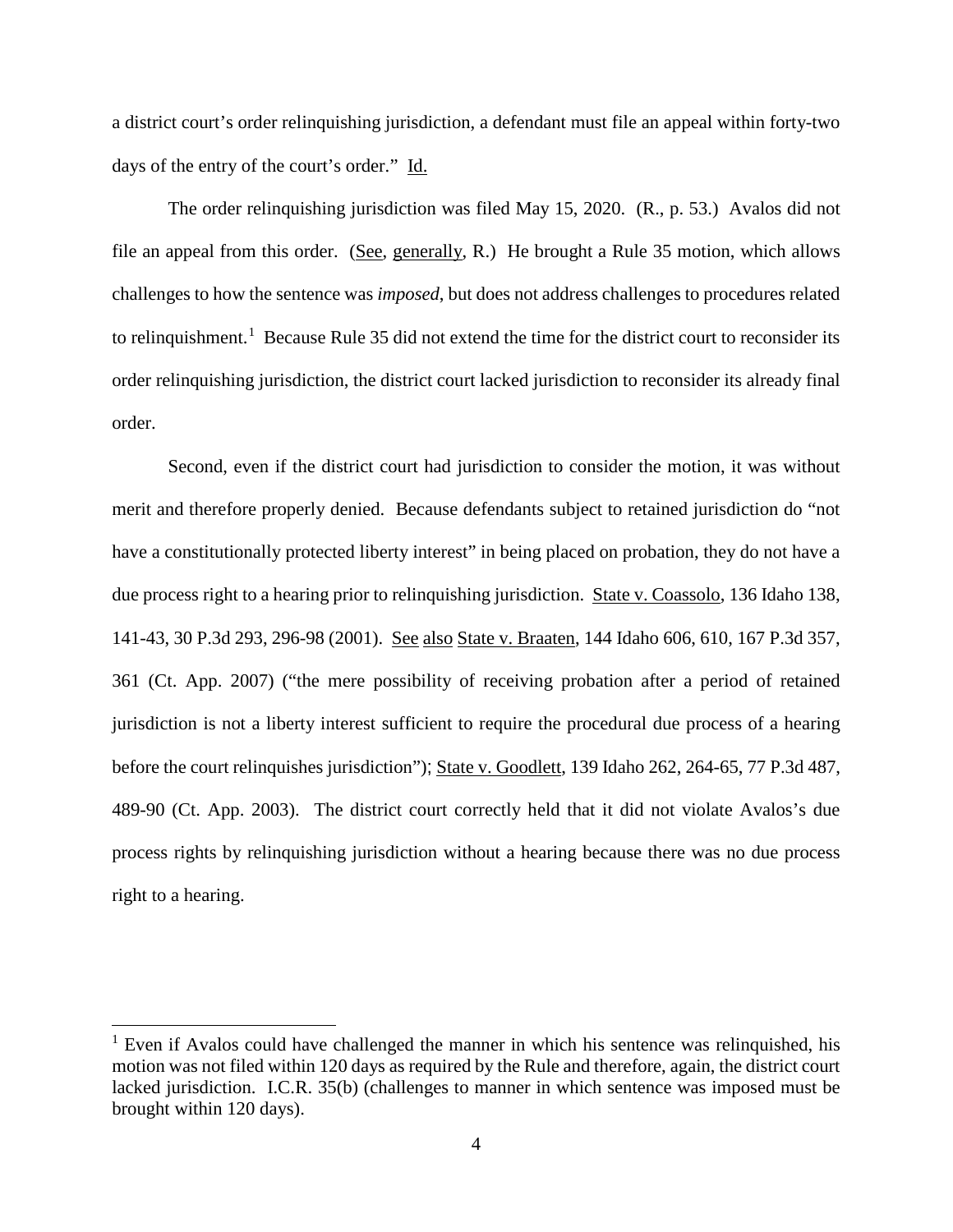a district court's order relinquishing jurisdiction, a defendant must file an appeal within forty-two days of the entry of the court's order." Id.

The order relinquishing jurisdiction was filed May 15, 2020. (R., p. 53.) Avalos did not file an appeal from this order. (See, generally, R.) He brought a Rule 35 motion, which allows challenges to how the sentence was *imposed*, but does not address challenges to procedures related to relinquishment.[1] Because Rule 35 did not extend the time for the district court to reconsider its order relinquishing jurisdiction, the district court lacked jurisdiction to reconsider its already final order.

Second, even if the district court had jurisdiction to consider the motion, it was without merit and therefore properly denied. Because defendants subject to retained jurisdiction do "not have a constitutionally protected liberty interest" in being placed on probation, they do not have a due process right to a hearing prior to relinquishing jurisdiction. State v. Coassolo, 136 Idaho 138, 141-43, 30 P.3d 293, 296-98 (2001). See also State v. Braaten, 144 Idaho 606, 610, 167 P.3d 357, 361 (Ct. App. 2007) ("the mere possibility of receiving probation after a period of retained jurisdiction is not a liberty interest sufficient to require the procedural due process of a hearing before the court relinquishes jurisdiction"); State v. Goodlett, 139 Idaho 262, 264-65, 77 P.3d 487, 489-90 (Ct. App. 2003). The district court correctly held that it did not violate Avalos's due process rights by relinquishing jurisdiction without a hearing because there was no due process right to a hearing.

---

[1] Even if Avalos could have challenged the manner in which his sentence was relinquished, his motion was not filed within 120 days as required by the Rule and therefore, again, the district court lacked jurisdiction. I.C.R. 35(b) (challenges to manner in which sentence was imposed must be brought within 120 days).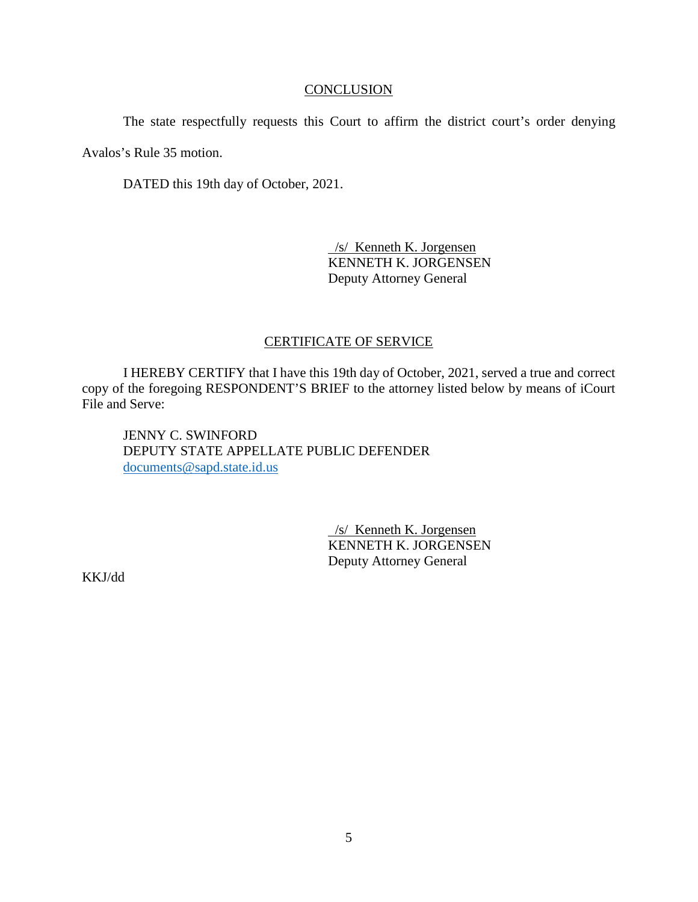## CONCLUSION

The state respectfully requests this Court to affirm the district court's order denying Avalos's Rule 35 motion.

DATED this 19th day of October, 2021.

/s/ Kenneth K. Jorgensen
KENNETH K. JORGENSEN
Deputy Attorney General

## CERTIFICATE OF SERVICE

I HEREBY CERTIFY that I have this 19th day of October, 2021, served a true and correct copy of the foregoing RESPONDENT'S BRIEF to the attorney listed below by means of iCourt File and Serve:

JENNY C. SWINFORD
DEPUTY STATE APPELLATE PUBLIC DEFENDER
documents@sapd.state.id.us

/s/ Kenneth K. Jorgensen
KENNETH K. JORGENSEN
Deputy Attorney General

KKJ/dd